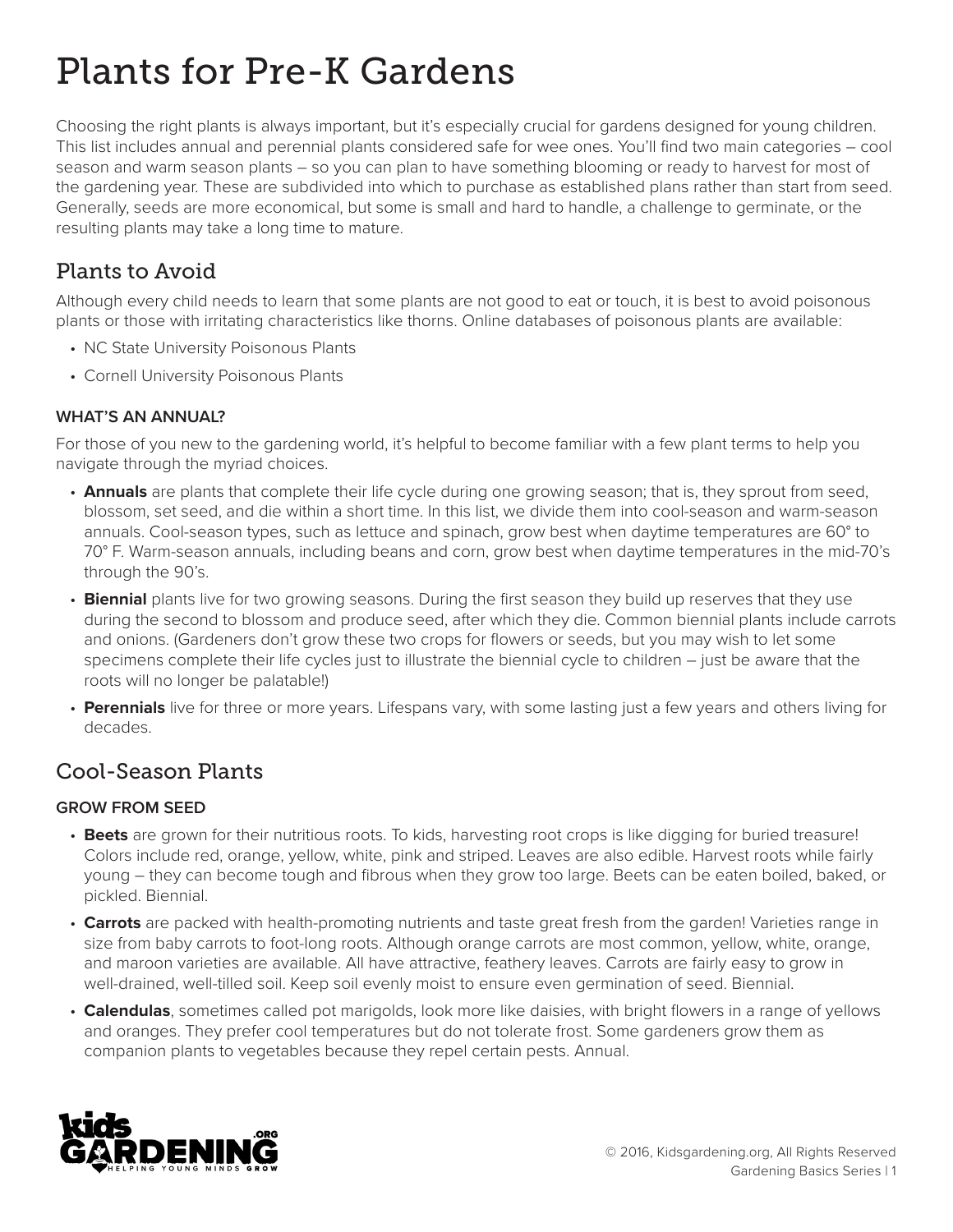# Plants for Pre-K Gardens

Choosing the right plants is always important, but it's especially crucial for gardens designed for young children. This list includes annual and perennial plants considered safe for wee ones. You'll find two main categories – cool season and warm season plants – so you can plan to have something blooming or ready to harvest for most of the gardening year. These are subdivided into which to purchase as established plans rather than start from seed. Generally, seeds are more economical, but some is small and hard to handle, a challenge to germinate, or the resulting plants may take a long time to mature.

## Plants to Avoid

Although every child needs to learn that some plants are not good to eat or touch, it is best to avoid poisonous plants or those with irritating characteristics like thorns. Online databases of poisonous plants are available:

- NC State University Poisonous Plants
- Cornell University Poisonous Plants

### WHAT'S AN ANNUAL?

For those of you new to the gardening world, it's helpful to become familiar with a few plant terms to help you navigate through the myriad choices.

- **Annuals** are plants that complete their life cycle during one growing season; that is, they sprout from seed, blossom, set seed, and die within a short time. In this list, we divide them into cool-season and warm-season annuals. Cool-season types, such as lettuce and spinach, grow best when daytime temperatures are 60° to 70° F. Warm-season annuals, including beans and corn, grow best when daytime temperatures in the mid-70's through the 90's.
- **Biennial** plants live for two growing seasons. During the first season they build up reserves that they use during the second to blossom and produce seed, after which they die. Common biennial plants include carrots and onions. (Gardeners don't grow these two crops for flowers or seeds, but you may wish to let some specimens complete their life cycles just to illustrate the biennial cycle to children – just be aware that the roots will no longer be palatable!)
- **Perennials** live for three or more years. Lifespans vary, with some lasting just a few years and others living for decades.

## Cool-Season Plants

### GROW FROM SEED

- **Beets** are grown for their nutritious roots. To kids, harvesting root crops is like digging for buried treasure! Colors include red, orange, yellow, white, pink and striped. Leaves are also edible. Harvest roots while fairly young – they can become tough and fibrous when they grow too large. Beets can be eaten boiled, baked, or pickled. Biennial.
- **Carrots** are packed with health-promoting nutrients and taste great fresh from the garden! Varieties range in size from baby carrots to foot-long roots. Although orange carrots are most common, yellow, white, orange, and maroon varieties are available. All have attractive, feathery leaves. Carrots are fairly easy to grow in well-drained, well-tilled soil. Keep soil evenly moist to ensure even germination of seed. Biennial.
- **Calendulas**, sometimes called pot marigolds, look more like daisies, with bright flowers in a range of yellows and oranges. They prefer cool temperatures but do not tolerate frost. Some gardeners grow them as companion plants to vegetables because they repel certain pests. Annual.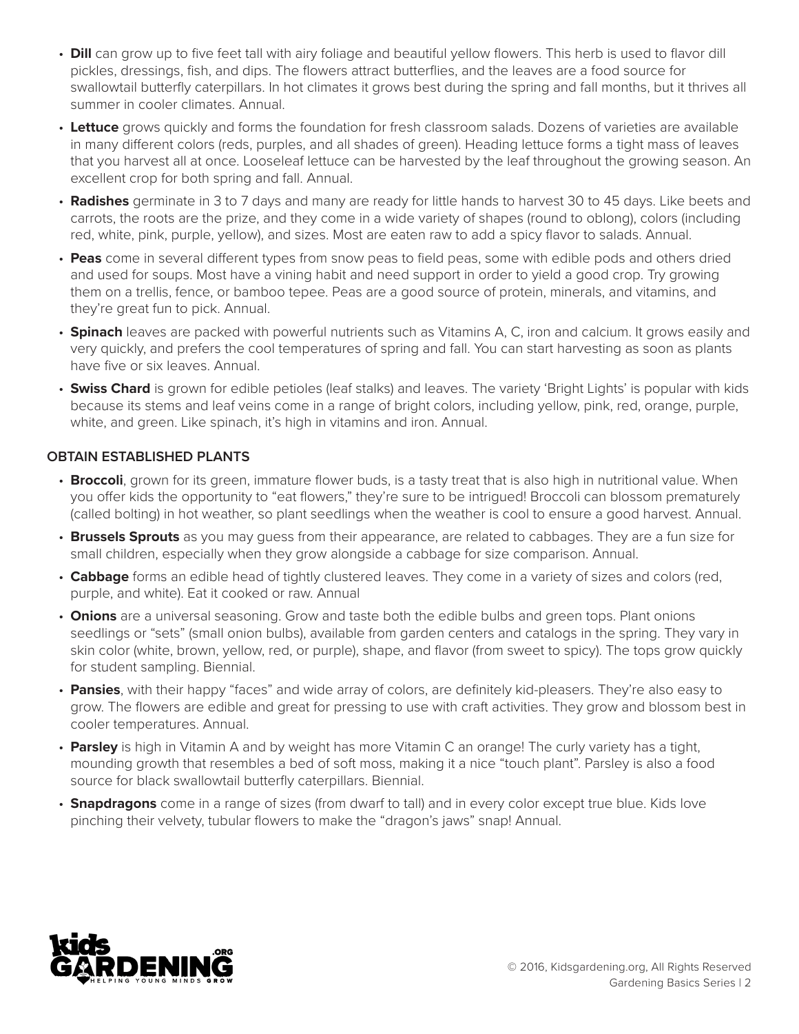- **Dill** can grow up to five feet tall with airy foliage and beautiful yellow flowers. This herb is used to flavor dill pickles, dressings, fish, and dips. The flowers attract butterflies, and the leaves are a food source for swallowtail butterfly caterpillars. In hot climates it grows best during the spring and fall months, but it thrives all summer in cooler climates. Annual.
- **Lettuce** grows quickly and forms the foundation for fresh classroom salads. Dozens of varieties are available in many different colors (reds, purples, and all shades of green). Heading lettuce forms a tight mass of leaves that you harvest all at once. Looseleaf lettuce can be harvested by the leaf throughout the growing season. An excellent crop for both spring and fall. Annual.
- **Radishes** germinate in 3 to 7 days and many are ready for little hands to harvest 30 to 45 days. Like beets and carrots, the roots are the prize, and they come in a wide variety of shapes (round to oblong), colors (including red, white, pink, purple, yellow), and sizes. Most are eaten raw to add a spicy flavor to salads. Annual.
- **Peas** come in several different types from snow peas to field peas, some with edible pods and others dried and used for soups. Most have a vining habit and need support in order to yield a good crop. Try growing them on a trellis, fence, or bamboo tepee. Peas are a good source of protein, minerals, and vitamins, and they're great fun to pick. Annual.
- **Spinach** leaves are packed with powerful nutrients such as Vitamins A, C, iron and calcium. It grows easily and very quickly, and prefers the cool temperatures of spring and fall. You can start harvesting as soon as plants have five or six leaves. Annual.
- **Swiss Chard** is grown for edible petioles (leaf stalks) and leaves. The variety 'Bright Lights' is popular with kids because its stems and leaf veins come in a range of bright colors, including yellow, pink, red, orange, purple, white, and green. Like spinach, it's high in vitamins and iron. Annual.

### OBTAIN ESTABLISHED PLANTS

- **Broccoli**, grown for its green, immature flower buds, is a tasty treat that is also high in nutritional value. When you offer kids the opportunity to "eat flowers," they're sure to be intrigued! Broccoli can blossom prematurely (called bolting) in hot weather, so plant seedlings when the weather is cool to ensure a good harvest. Annual.
- **Brussels Sprouts** as you may guess from their appearance, are related to cabbages. They are a fun size for small children, especially when they grow alongside a cabbage for size comparison. Annual.
- **Cabbage** forms an edible head of tightly clustered leaves. They come in a variety of sizes and colors (red, purple, and white). Eat it cooked or raw. Annual
- **Onions** are a universal seasoning. Grow and taste both the edible bulbs and green tops. Plant onions seedlings or "sets" (small onion bulbs), available from garden centers and catalogs in the spring. They vary in skin color (white, brown, yellow, red, or purple), shape, and flavor (from sweet to spicy). The tops grow quickly for student sampling. Biennial.
- **Pansies**, with their happy "faces" and wide array of colors, are definitely kid-pleasers. They're also easy to grow. The flowers are edible and great for pressing to use with craft activities. They grow and blossom best in cooler temperatures. Annual.
- **Parsley** is high in Vitamin A and by weight has more Vitamin C an orange! The curly variety has a tight, mounding growth that resembles a bed of soft moss, making it a nice "touch plant". Parsley is also a food source for black swallowtail butterfly caterpillars. Biennial.
- **Snapdragons** come in a range of sizes (from dwarf to tall) and in every color except true blue. Kids love pinching their velvety, tubular flowers to make the "dragon's jaws" snap! Annual.

© 2016, Kidsgardening.org, All Rights Reserved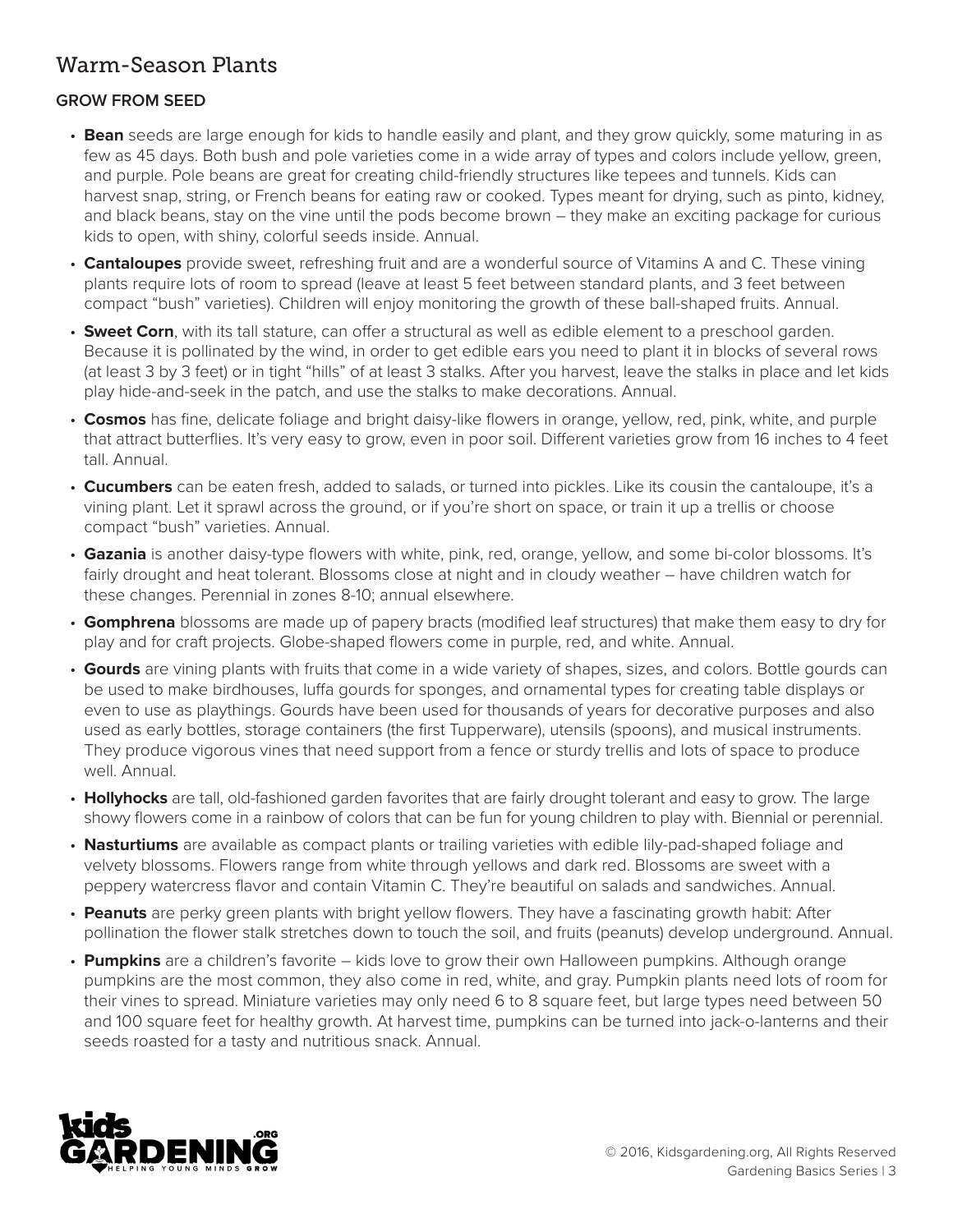## Warm-Season Plants

### GROW FROM SEED

- **Bean** seeds are large enough for kids to handle easily and plant, and they grow quickly, some maturing in as few as 45 days. Both bush and pole varieties come in a wide array of types and colors include yellow, green, and purple. Pole beans are great for creating child-friendly structures like tepees and tunnels. Kids can harvest snap, string, or French beans for eating raw or cooked. Types meant for drying, such as pinto, kidney, and black beans, stay on the vine until the pods become brown – they make an exciting package for curious kids to open, with shiny, colorful seeds inside. Annual.
- **Cantaloupes** provide sweet, refreshing fruit and are a wonderful source of Vitamins A and C. These vining plants require lots of room to spread (leave at least 5 feet between standard plants, and 3 feet between compact "bush" varieties). Children will enjoy monitoring the growth of these ball-shaped fruits. Annual.
- **Sweet Corn**, with its tall stature, can offer a structural as well as edible element to a preschool garden. Because it is pollinated by the wind, in order to get edible ears you need to plant it in blocks of several rows (at least 3 by 3 feet) or in tight "hills" of at least 3 stalks. After you harvest, leave the stalks in place and let kids play hide-and-seek in the patch, and use the stalks to make decorations. Annual.
- **Cosmos** has fine, delicate foliage and bright daisy-like flowers in orange, yellow, red, pink, white, and purple that attract butterflies. It's very easy to grow, even in poor soil. Different varieties grow from 16 inches to 4 feet tall. Annual.
- **Cucumbers** can be eaten fresh, added to salads, or turned into pickles. Like its cousin the cantaloupe, it's a vining plant. Let it sprawl across the ground, or if you're short on space, or train it up a trellis or choose compact "bush" varieties. Annual.
- **Gazania** is another daisy-type flowers with white, pink, red, orange, yellow, and some bi-color blossoms. It's fairly drought and heat tolerant. Blossoms close at night and in cloudy weather – have children watch for these changes. Perennial in zones 8-10; annual elsewhere.
- **Gomphrena** blossoms are made up of papery bracts (modified leaf structures) that make them easy to dry for play and for craft projects. Globe-shaped flowers come in purple, red, and white. Annual.
- **Gourds** are vining plants with fruits that come in a wide variety of shapes, sizes, and colors. Bottle gourds can be used to make birdhouses, luffa gourds for sponges, and ornamental types for creating table displays or even to use as playthings. Gourds have been used for thousands of years for decorative purposes and also used as early bottles, storage containers (the first Tupperware), utensils (spoons), and musical instruments. They produce vigorous vines that need support from a fence or sturdy trellis and lots of space to produce well. Annual.
- **Hollyhocks** are tall, old-fashioned garden favorites that are fairly drought tolerant and easy to grow. The large showy flowers come in a rainbow of colors that can be fun for young children to play with. Biennial or perennial.
- **Nasturtiums** are available as compact plants or trailing varieties with edible lily-pad-shaped foliage and velvety blossoms. Flowers range from white through yellows and dark red. Blossoms are sweet with a peppery watercress flavor and contain Vitamin C. They're beautiful on salads and sandwiches. Annual.
- **Peanuts** are perky green plants with bright yellow flowers. They have a fascinating growth habit: After pollination the flower stalk stretches down to touch the soil, and fruits (peanuts) develop underground. Annual.
- **Pumpkins** are a children's favorite – kids love to grow their own Halloween pumpkins. Although orange pumpkins are the most common, they also come in red, white, and gray. Pumpkin plants need lots of room for their vines to spread. Miniature varieties may only need 6 to 8 square feet, but large types need between 50 and 100 square feet for healthy growth. At harvest time, pumpkins can be turned into jack-o-lanterns and their seeds roasted for a tasty and nutritious snack. Annual.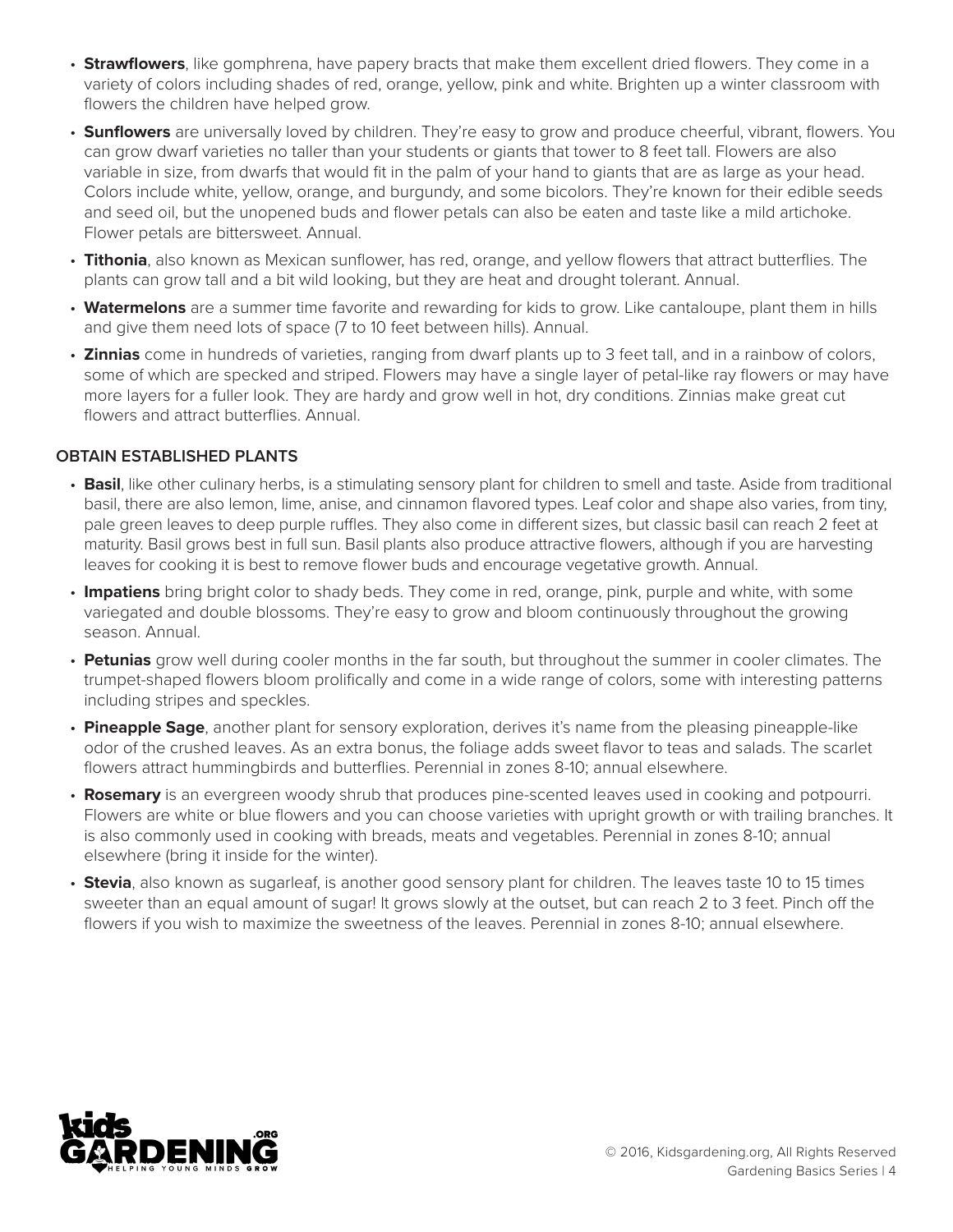- **Strawflowers**, like gomphrena, have papery bracts that make them excellent dried flowers. They come in a variety of colors including shades of red, orange, yellow, pink and white. Brighten up a winter classroom with flowers the children have helped grow.
- **Sunflowers** are universally loved by children. They're easy to grow and produce cheerful, vibrant, flowers. You can grow dwarf varieties no taller than your students or giants that tower to 8 feet tall. Flowers are also variable in size, from dwarfs that would fit in the palm of your hand to giants that are as large as your head. Colors include white, yellow, orange, and burgundy, and some bicolors. They're known for their edible seeds and seed oil, but the unopened buds and flower petals can also be eaten and taste like a mild artichoke. Flower petals are bittersweet. Annual.
- **Tithonia**, also known as Mexican sunflower, has red, orange, and yellow flowers that attract butterflies. The plants can grow tall and a bit wild looking, but they are heat and drought tolerant. Annual.
- **Watermelons** are a summer time favorite and rewarding for kids to grow. Like cantaloupe, plant them in hills and give them need lots of space (7 to 10 feet between hills). Annual.
- **Zinnias** come in hundreds of varieties, ranging from dwarf plants up to 3 feet tall, and in a rainbow of colors, some of which are specked and striped. Flowers may have a single layer of petal-like ray flowers or may have more layers for a fuller look. They are hardy and grow well in hot, dry conditions. Zinnias make great cut flowers and attract butterflies. Annual.

### OBTAIN ESTABLISHED PLANTS

- **Basil**, like other culinary herbs, is a stimulating sensory plant for children to smell and taste. Aside from traditional basil, there are also lemon, lime, anise, and cinnamon flavored types. Leaf color and shape also varies, from tiny, pale green leaves to deep purple ruffles. They also come in different sizes, but classic basil can reach 2 feet at maturity. Basil grows best in full sun. Basil plants also produce attractive flowers, although if you are harvesting leaves for cooking it is best to remove flower buds and encourage vegetative growth. Annual.
- **Impatiens** bring bright color to shady beds. They come in red, orange, pink, purple and white, with some variegated and double blossoms. They're easy to grow and bloom continuously throughout the growing season. Annual.
- **Petunias** grow well during cooler months in the far south, but throughout the summer in cooler climates. The trumpet-shaped flowers bloom prolifically and come in a wide range of colors, some with interesting patterns including stripes and speckles.
- **Pineapple Sage**, another plant for sensory exploration, derives it's name from the pleasing pineapple-like odor of the crushed leaves. As an extra bonus, the foliage adds sweet flavor to teas and salads. The scarlet flowers attract hummingbirds and butterflies. Perennial in zones 8-10; annual elsewhere.
- **Rosemary** is an evergreen woody shrub that produces pine-scented leaves used in cooking and potpourri. Flowers are white or blue flowers and you can choose varieties with upright growth or with trailing branches. It is also commonly used in cooking with breads, meats and vegetables. Perennial in zones 8-10; annual elsewhere (bring it inside for the winter).
- **Stevia**, also known as sugarleaf, is another good sensory plant for children. The leaves taste 10 to 15 times sweeter than an equal amount of sugar! It grows slowly at the outset, but can reach 2 to 3 feet. Pinch off the flowers if you wish to maximize the sweetness of the leaves. Perennial in zones 8-10; annual elsewhere.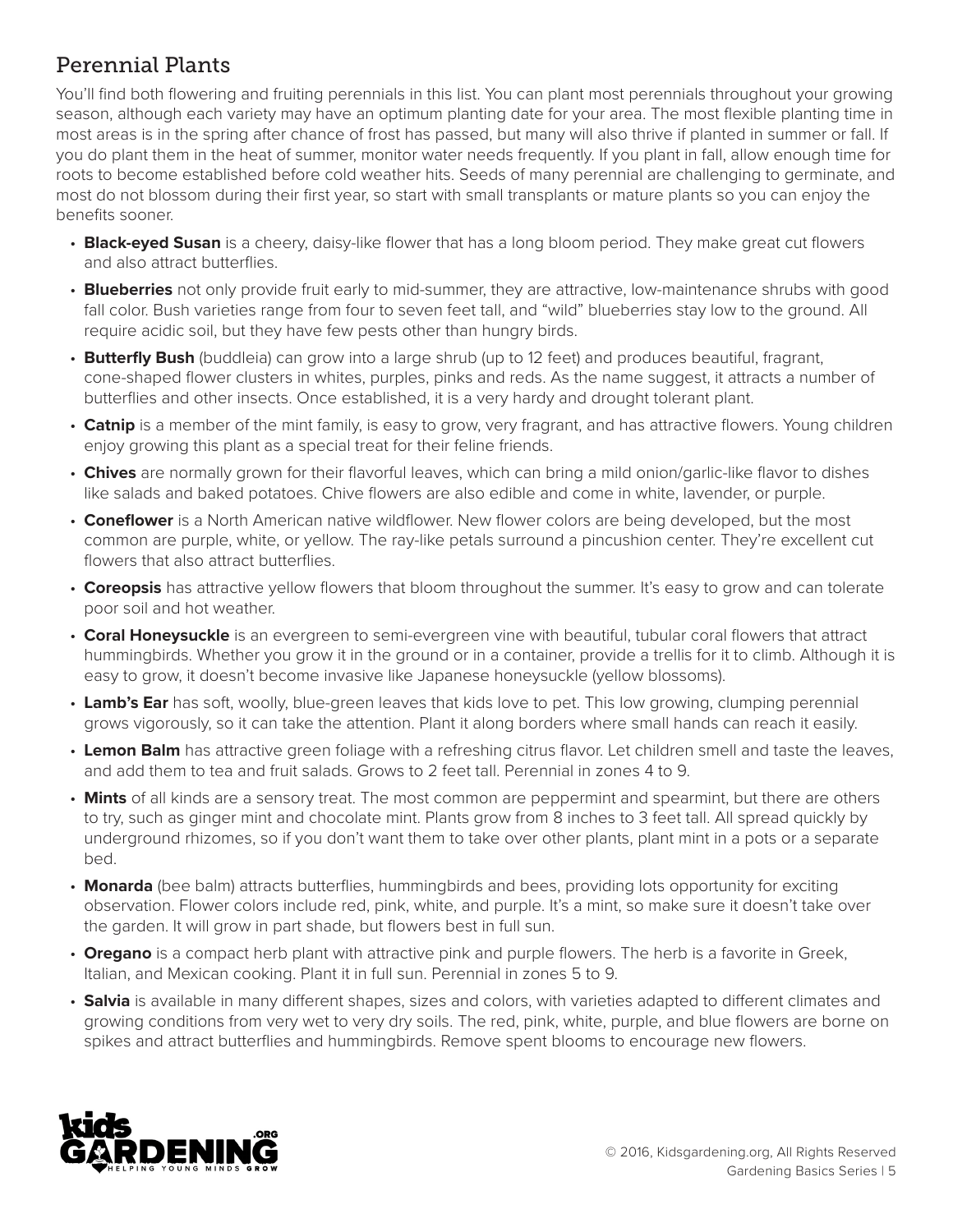## Perennial Plants

You'll find both flowering and fruiting perennials in this list. You can plant most perennials throughout your growing season, although each variety may have an optimum planting date for your area. The most flexible planting time in most areas is in the spring after chance of frost has passed, but many will also thrive if planted in summer or fall. If you do plant them in the heat of summer, monitor water needs frequently. If you plant in fall, allow enough time for roots to become established before cold weather hits. Seeds of many perennial are challenging to germinate, and most do not blossom during their first year, so start with small transplants or mature plants so you can enjoy the benefits sooner.

- **Black-eyed Susan** is a cheery, daisy-like flower that has a long bloom period. They make great cut flowers and also attract butterflies.
- **Blueberries** not only provide fruit early to mid-summer, they are attractive, low-maintenance shrubs with good fall color. Bush varieties range from four to seven feet tall, and "wild" blueberries stay low to the ground. All require acidic soil, but they have few pests other than hungry birds.
- **Butterfly Bush** (buddleia) can grow into a large shrub (up to 12 feet) and produces beautiful, fragrant, cone-shaped flower clusters in whites, purples, pinks and reds. As the name suggest, it attracts a number of butterflies and other insects. Once established, it is a very hardy and drought tolerant plant.
- **Catnip** is a member of the mint family, is easy to grow, very fragrant, and has attractive flowers. Young children enjoy growing this plant as a special treat for their feline friends.
- **Chives** are normally grown for their flavorful leaves, which can bring a mild onion/garlic-like flavor to dishes like salads and baked potatoes. Chive flowers are also edible and come in white, lavender, or purple.
- **Coneflower** is a North American native wildflower. New flower colors are being developed, but the most common are purple, white, or yellow. The ray-like petals surround a pincushion center. They're excellent cut flowers that also attract butterflies.
- **Coreopsis** has attractive yellow flowers that bloom throughout the summer. It's easy to grow and can tolerate poor soil and hot weather.
- **Coral Honeysuckle** is an evergreen to semi-evergreen vine with beautiful, tubular coral flowers that attract hummingbirds. Whether you grow it in the ground or in a container, provide a trellis for it to climb. Although it is easy to grow, it doesn't become invasive like Japanese honeysuckle (yellow blossoms).
- **Lamb's Ear** has soft, woolly, blue-green leaves that kids love to pet. This low growing, clumping perennial grows vigorously, so it can take the attention. Plant it along borders where small hands can reach it easily.
- **Lemon Balm** has attractive green foliage with a refreshing citrus flavor. Let children smell and taste the leaves, and add them to tea and fruit salads. Grows to 2 feet tall. Perennial in zones 4 to 9.
- **Mints** of all kinds are a sensory treat. The most common are peppermint and spearmint, but there are others to try, such as ginger mint and chocolate mint. Plants grow from 8 inches to 3 feet tall. All spread quickly by underground rhizomes, so if you don't want them to take over other plants, plant mint in a pots or a separate bed.
- **Monarda** (bee balm) attracts butterflies, hummingbirds and bees, providing lots opportunity for exciting observation. Flower colors include red, pink, white, and purple. It's a mint, so make sure it doesn't take over the garden. It will grow in part shade, but flowers best in full sun.
- **Oregano** is a compact herb plant with attractive pink and purple flowers. The herb is a favorite in Greek, Italian, and Mexican cooking. Plant it in full sun. Perennial in zones 5 to 9.
- **Salvia** is available in many different shapes, sizes and colors, with varieties adapted to different climates and growing conditions from very wet to very dry soils. The red, pink, white, purple, and blue flowers are borne on spikes and attract butterflies and hummingbirds. Remove spent blooms to encourage new flowers.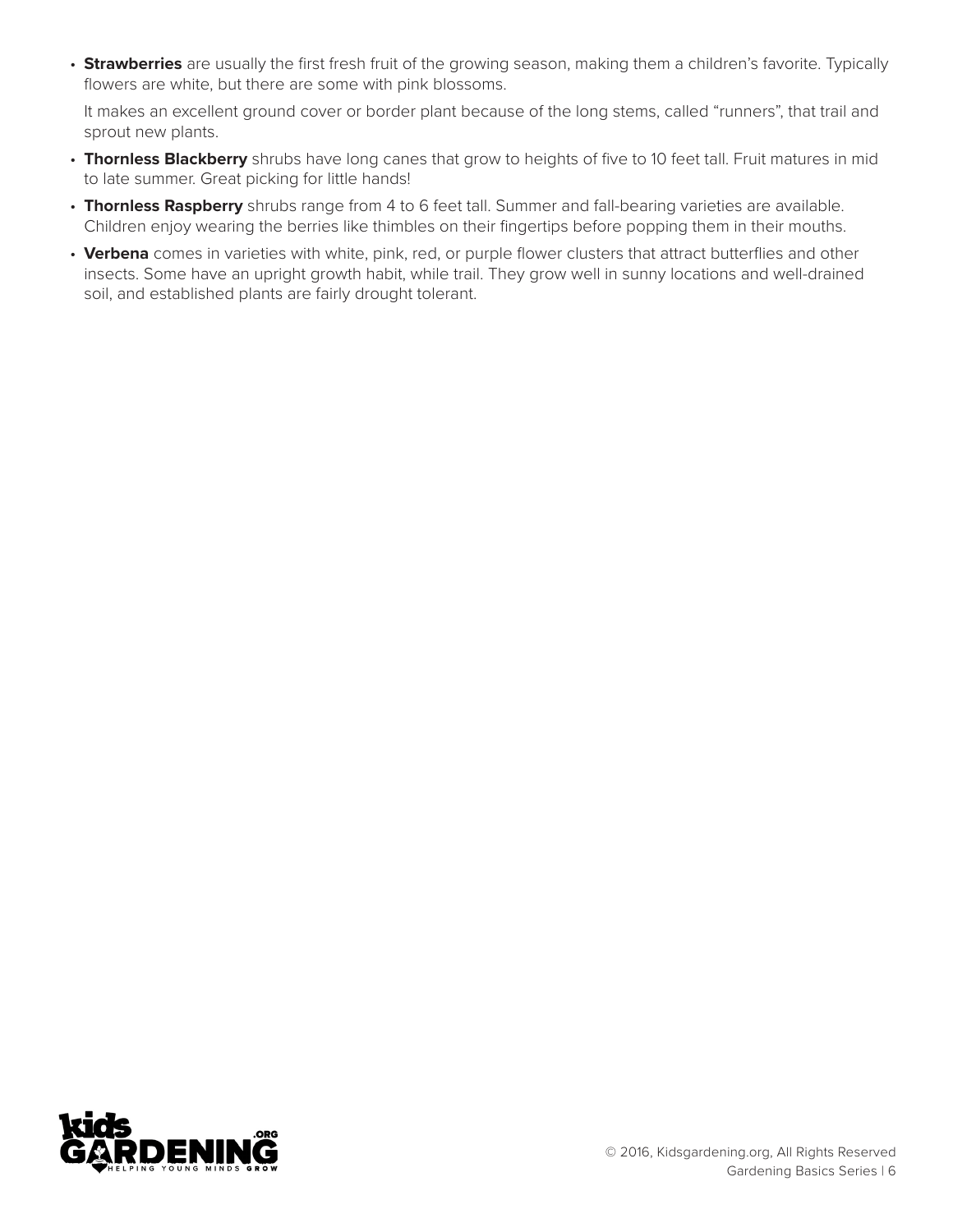- **Strawberries** are usually the first fresh fruit of the growing season, making them a children's favorite. Typically flowers are white, but there are some with pink blossoms.

  It makes an excellent ground cover or border plant because of the long stems, called "runners", that trail and sprout new plants.

- **Thornless Blackberry** shrubs have long canes that grow to heights of five to 10 feet tall. Fruit matures in mid to late summer. Great picking for little hands!
- **Thornless Raspberry** shrubs range from 4 to 6 feet tall. Summer and fall-bearing varieties are available. Children enjoy wearing the berries like thimbles on their fingertips before popping them in their mouths.
- **Verbena** comes in varieties with white, pink, red, or purple flower clusters that attract butterflies and other insects. Some have an upright growth habit, while trail. They grow well in sunny locations and well-drained soil, and established plants are fairly drought tolerant.

© 2016, Kidsgardening.org, All Rights Reserved